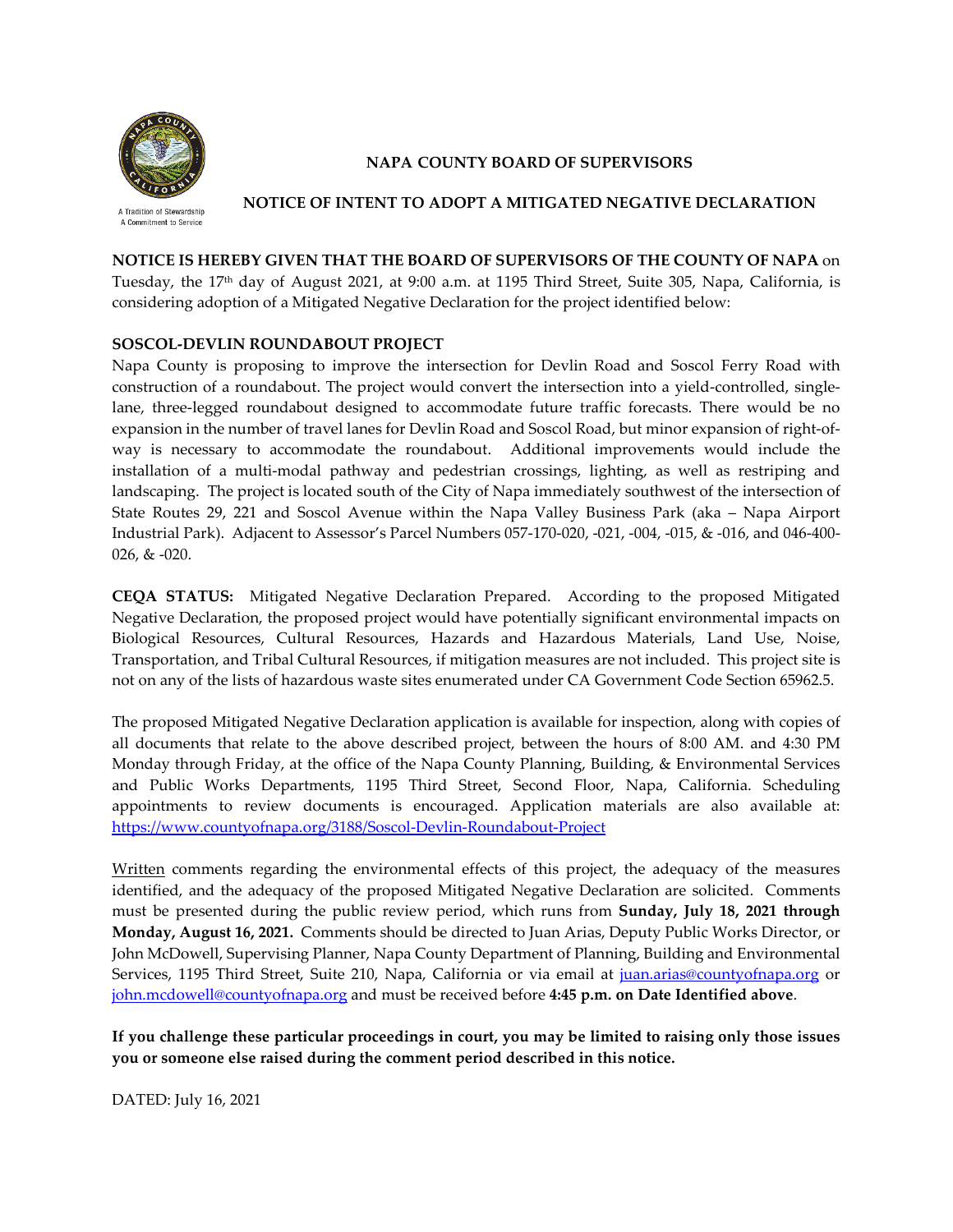A Tradition of Stewardship
A Commitment to Service

# NAPA COUNTY BOARD OF SUPERVISORS

## NOTICE OF INTENT TO ADOPT A MITIGATED NEGATIVE DECLARATION

**NOTICE IS HEREBY GIVEN THAT THE BOARD OF SUPERVISORS OF THE COUNTY OF NAPA** on Tuesday, the 17th day of August 2021, at 9:00 a.m. at 1195 Third Street, Suite 305, Napa, California, is considering adoption of a Mitigated Negative Declaration for the project identified below:

**SOSCOL-DEVLIN ROUNDABOUT PROJECT**
Napa County is proposing to improve the intersection for Devlin Road and Soscol Ferry Road with construction of a roundabout. The project would convert the intersection into a yield-controlled, single-lane, three-legged roundabout designed to accommodate future traffic forecasts. There would be no expansion in the number of travel lanes for Devlin Road and Soscol Road, but minor expansion of right-of-way is necessary to accommodate the roundabout. Additional improvements would include the installation of a multi-modal pathway and pedestrian crossings, lighting, as well as restriping and landscaping. The project is located south of the City of Napa immediately southwest of the intersection of State Routes 29, 221 and Soscol Avenue within the Napa Valley Business Park (aka – Napa Airport Industrial Park). Adjacent to Assessor's Parcel Numbers 057-170-020, -021, -004, -015, & -016, and 046-400-026, & -020.

**CEQA STATUS:** Mitigated Negative Declaration Prepared. According to the proposed Mitigated Negative Declaration, the proposed project would have potentially significant environmental impacts on Biological Resources, Cultural Resources, Hazards and Hazardous Materials, Land Use, Noise, Transportation, and Tribal Cultural Resources, if mitigation measures are not included. This project site is not on any of the lists of hazardous waste sites enumerated under CA Government Code Section 65962.5.

The proposed Mitigated Negative Declaration application is available for inspection, along with copies of all documents that relate to the above described project, between the hours of 8:00 AM. and 4:30 PM Monday through Friday, at the office of the Napa County Planning, Building, & Environmental Services and Public Works Departments, 1195 Third Street, Second Floor, Napa, California. Scheduling appointments to review documents is encouraged. Application materials are also available at: https://www.countyofnapa.org/3188/Soscol-Devlin-Roundabout-Project

Written comments regarding the environmental effects of this project, the adequacy of the measures identified, and the adequacy of the proposed Mitigated Negative Declaration are solicited. Comments must be presented during the public review period, which runs from **Sunday, July 18, 2021 through Monday, August 16, 2021.** Comments should be directed to Juan Arias, Deputy Public Works Director, or John McDowell, Supervising Planner, Napa County Department of Planning, Building and Environmental Services, 1195 Third Street, Suite 210, Napa, California or via email at juan.arias@countyofnapa.org or john.mcdowell@countyofnapa.org and must be received before **4:45 p.m. on Date Identified above**.

**If you challenge these particular proceedings in court, you may be limited to raising only those issues you or someone else raised during the comment period described in this notice.**

DATED: July 16, 2021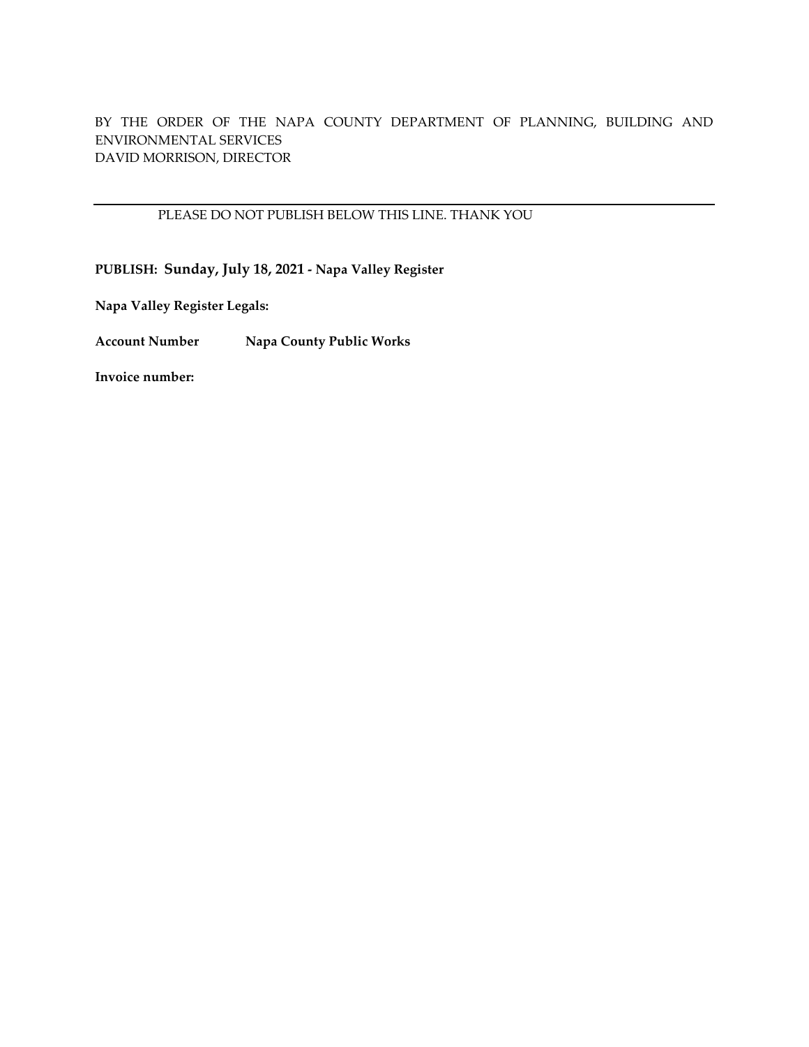BY THE ORDER OF THE NAPA COUNTY DEPARTMENT OF PLANNING, BUILDING AND ENVIRONMENTAL SERVICES
DAVID MORRISON, DIRECTOR

---

PLEASE DO NOT PUBLISH BELOW THIS LINE. THANK YOU

**PUBLISH: Sunday, July 18, 2021 - Napa Valley Register**

**Napa Valley Register Legals:**

**Account Number** **Napa County Public Works**

**Invoice number:**